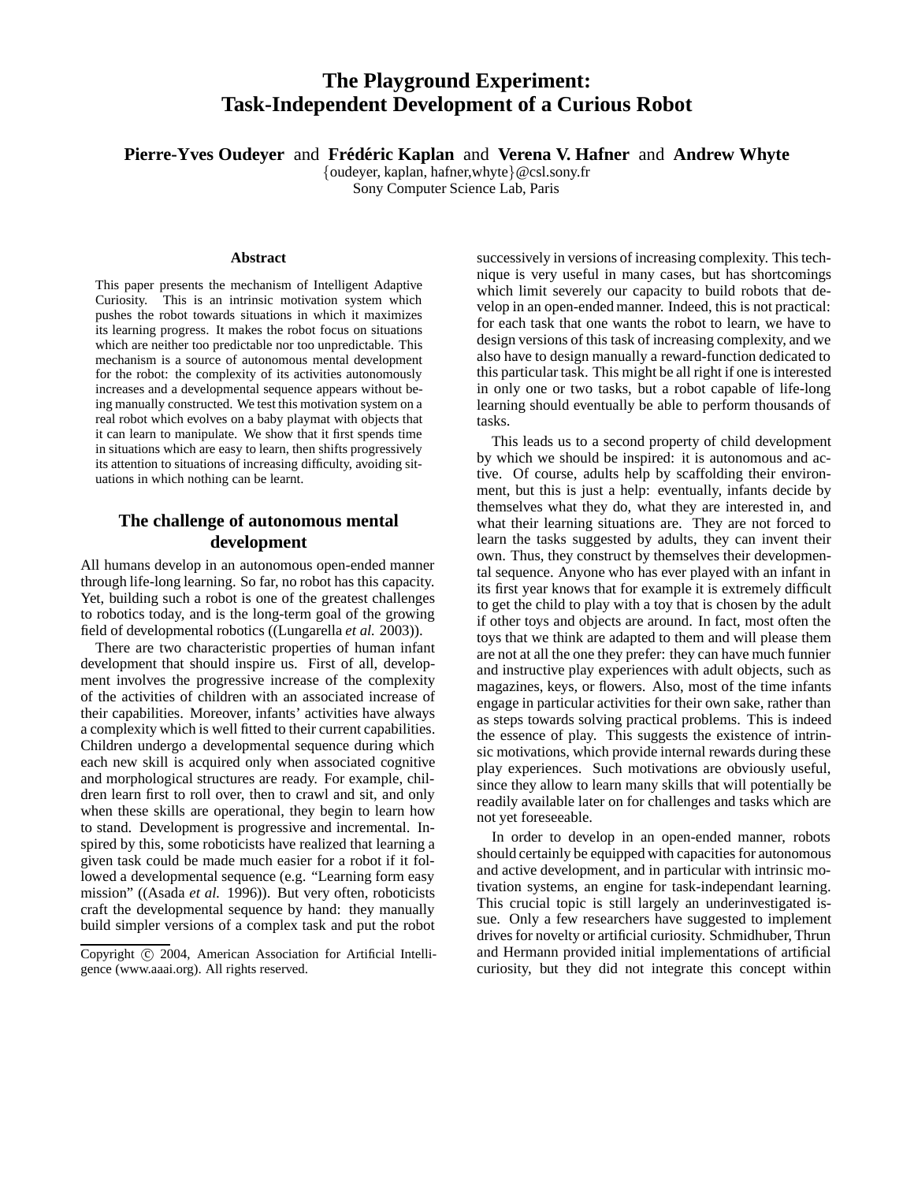# The Playground Experiment: Task-Independent Development of a Curious Robot

**Pierre-Yves Oudeyer** and **Frédéric Kaplan** and **Verena V. Hafner** and **Andrew Whyte**

{oudeyer, kaplan, hafner,whyte}@csl.sony.fr

Sony Computer Science Lab, Paris

### Abstract

This paper presents the mechanism of Intelligent Adaptive Curiosity. This is an intrinsic motivation system which pushes the robot towards situations in which it maximizes its learning progress. It makes the robot focus on situations which are neither too predictable nor too unpredictable. This mechanism is a source of autonomous mental development for the robot: the complexity of its activities autonomously increases and a developmental sequence appears without being manually constructed. We test this motivation system on a real robot which evolves on a baby playmat with objects that it can learn to manipulate. We show that it first spends time in situations which are easy to learn, then shifts progressively its attention to situations of increasing difficulty, avoiding situations in which nothing can be learnt.

## The challenge of autonomous mental development

All humans develop in an autonomous open-ended manner through life-long learning. So far, no robot has this capacity. Yet, building such a robot is one of the greatest challenges to robotics today, and is the long-term goal of the growing field of developmental robotics ((Lungarella *et al.* 2003)).

There are two characteristic properties of human infant development that should inspire us. First of all, development involves the progressive increase of the complexity of the activities of children with an associated increase of their capabilities. Moreover, infants' activities have always a complexity which is well fitted to their current capabilities. Children undergo a developmental sequence during which each new skill is acquired only when associated cognitive and morphological structures are ready. For example, children learn first to roll over, then to crawl and sit, and only when these skills are operational, they begin to learn how to stand. Development is progressive and incremental. Inspired by this, some roboticists have realized that learning a given task could be made much easier for a robot if it followed a developmental sequence (e.g. "Learning form easy mission" ((Asada *et al.* 1996)). But very often, roboticists craft the developmental sequence by hand: they manually build simpler versions of a complex task and put the robot successively in versions of increasing complexity. This technique is very useful in many cases, but has shortcomings which limit severely our capacity to build robots that develop in an open-ended manner. Indeed, this is not practical: for each task that one wants the robot to learn, we have to design versions of this task of increasing complexity, and we also have to design manually a reward-function dedicated to this particular task. This might be all right if one is interested in only one or two tasks, but a robot capable of life-long learning should eventually be able to perform thousands of tasks.

This leads us to a second property of child development by which we should be inspired: it is autonomous and active. Of course, adults help by scaffolding their environment, but this is just a help: eventually, infants decide by themselves what they do, what they are interested in, and what their learning situations are. They are not forced to learn the tasks suggested by adults, they can invent their own. Thus, they construct by themselves their developmental sequence. Anyone who has ever played with an infant in its first year knows that for example it is extremely difficult to get the child to play with a toy that is chosen by the adult if other toys and objects are around. In fact, most often the toys that we think are adapted to them and will please them are not at all the one they prefer: they can have much funnier and instructive play experiences with adult objects, such as magazines, keys, or flowers. Also, most of the time infants engage in particular activities for their own sake, rather than as steps towards solving practical problems. This is indeed the essence of play. This suggests the existence of intrinsic motivations, which provide internal rewards during these play experiences. Such motivations are obviously useful, since they allow to learn many skills that will potentially be readily available later on for challenges and tasks which are not yet foreseeable.

In order to develop in an open-ended manner, robots should certainly be equipped with capacities for autonomous and active development, and in particular with intrinsic motivation systems, an engine for task-independant learning. This crucial topic is still largely an underinvestigated issue. Only a few researchers have suggested to implement drives for novelty or artificial curiosity. Schmidhuber, Thrun and Hermann provided initial implementations of artificial curiosity, but they did not integrate this concept within

Copyright © 2004, American Association for Artificial Intelligence (www.aaai.org). All rights reserved.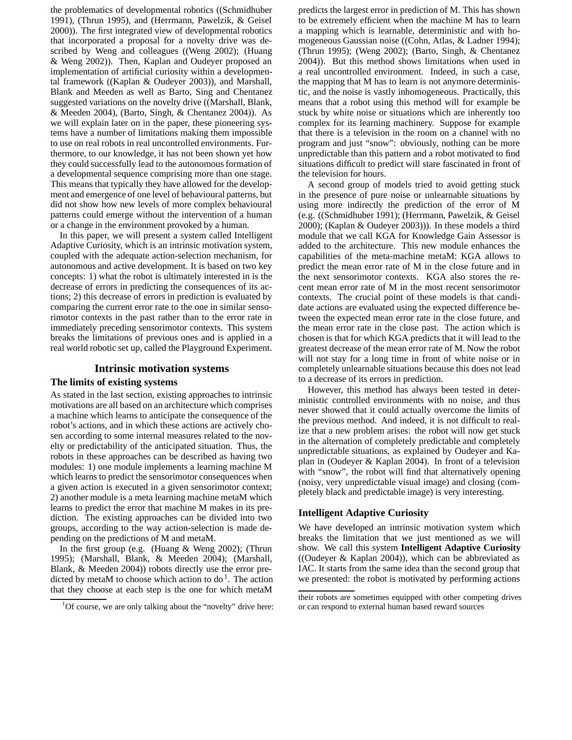the problematics of developmental robotics ((Schmidhuber 1991), (Thrun 1995), and (Herrmann, Pawelzik, & Geisel 2000)). The first integrated view of developmental robotics that incorporated a proposal for a novelty drive was described by Weng and colleagues ((Weng 2002); (Huang & Weng 2002)). Then, Kaplan and Oudeyer proposed an implementation of artificial curiosity within a developmental framework ((Kaplan & Oudeyer 2003)), and Marshall, Blank and Meeden as well as Barto, Sing and Chentanez suggested variations on the novelty drive ((Marshall, Blank, & Meeden 2004), (Barto, Singh, & Chentanez 2004)). As we will explain later on in the paper, these pioneering systems have a number of limitations making them impossible to use on real robots in real uncontrolled environments. Furthermore, to our knowledge, it has not been shown yet how they could successfully lead to the autonomous formation of a developmental sequence comprising more than one stage. This means that typically they have allowed for the development and emergence of one level of behavioural patterns, but did not show how new levels of more complex behavioural patterns could emerge without the intervention of a human or a change in the environment provoked by a human.

In this paper, we will present a system called Intelligent Adaptive Curiosity, which is an intrinsic motivation system, coupled with the adequate action-selection mechanism, for autonomous and active development. It is based on two key concepts: 1) what the robot is ultimately interested in is the decrease of errors in predicting the consequences of its actions; 2) this decrease of errors in prediction is evaluated by comparing the current error rate to the one in similar sensorimotor contexts in the past rather than to the error rate in immediately preceding sensorimotor contexts. This system breaks the limitations of previous ones and is applied in a real world robotic set up, called the Playground Experiment.

# Intrinsic motivation systems

## The limits of existing systems

As stated in the last section, existing approaches to intrinsic motivations are all based on an architecture which comprises a machine which learns to anticipate the consequence of the robot's actions, and in which these actions are actively chosen according to some internal measures related to the novelty or predictability of the anticipated situation. Thus, the robots in these approaches can be described as having two modules: 1) one module implements a learning machine M which learns to predict the sensorimotor consequences when a given action is executed in a given sensorimotor context; 2) another module is a meta learning machine metaM which learns to predict the error that machine M makes in its prediction. The existing approaches can be divided into two groups, according to the way action-selection is made depending on the predictions of M and metaM.

In the first group (e.g. (Huang & Weng 2002); (Thrun 1995); (Marshall, Blank, & Meeden 2004); (Marshall, Blank, & Meeden 2004)) robots directly use the error predicted by metaM to choose which action to do[1]. The action that they choose at each step is the one for which metaM predicts the largest error in prediction of M. This has shown to be extremely efficient when the machine M has to learn a mapping which is learnable, deterministic and with homogeneous Gaussian noise ((Cohn, Atlas, & Ladner 1994); (Thrun 1995); (Weng 2002); (Barto, Singh, & Chentanez 2004)). But this method shows limitations when used in a real uncontrolled environment. Indeed, in such a case, the mapping that M has to learn is not anymore deterministic, and the noise is vastly inhomogeneous. Practically, this means that a robot using this method will for example be stuck by white noise or situations which are inherently too complex for its learning machinery. Suppose for example that there is a television in the room on a channel with no program and just "snow": obviously, nothing can be more unpredictable than this pattern and a robot motivated to find situations difficult to predict will stare fascinated in front of the television for hours.

A second group of models tried to avoid getting stuck in the presence of pure noise or unlearnable situations by using more indirectly the prediction of the error of M (e.g. ((Schmidhuber 1991); (Herrmann, Pawelzik, & Geisel 2000); (Kaplan & Oudeyer 2003))). In these models a third module that we call KGA for Knowledge Gain Assessor is added to the architecture. This new module enhances the capabilities of the meta-machine metaM: KGA allows to predict the mean error rate of M in the close future and in the next sensorimotor contexts. KGA also stores the recent mean error rate of M in the most recent sensorimotor contexts. The crucial point of these models is that candidate actions are evaluated using the expected difference between the expected mean error rate in the close future, and the mean error rate in the close past. The action which is chosen is that for which KGA predicts that it will lead to the greatest decrease of the mean error rate of M. Now the robot will not stay for a long time in front of white noise or in completely unlearnable situations because this does not lead to a decrease of its errors in prediction.

However, this method has always been tested in deterministic controlled environments with no noise, and thus never showed that it could actually overcome the limits of the previous method. And indeed, it is not difficult to realize that a new problem arises: the robot will now get stuck in the alternation of completely predictable and completely unpredictable situations, as explained by Oudeyer and Kaplan in (Oudeyer & Kaplan 2004). In front of a television with "snow", the robot will find that alternatively opening (noisy, very unpredictable visual image) and closing (completely black and predictable image) is very interesting.

## Intelligent Adaptive Curiosity

We have developed an intrinsic motivation system which breaks the limitation that we just mentioned as we will show. We call this system **Intelligent Adaptive Curiosity** ((Oudeyer & Kaplan 2004)), which can be abbreviated as IAC. It starts from the same idea than the second group that we presented: the robot is motivated by performing actions

[1] Of course, we are only talking about the "novelty" drive here: their robots are sometimes equipped with other competing drives or can respond to external human based reward sources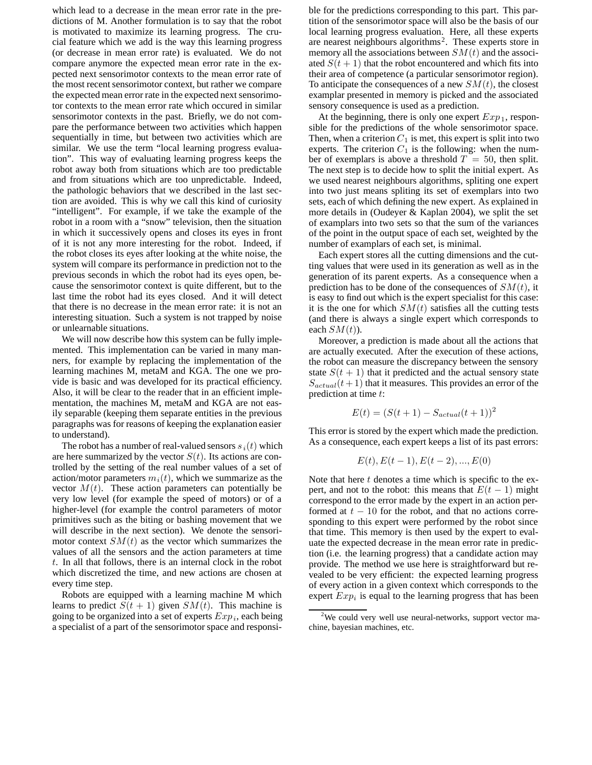which lead to a decrease in the mean error rate in the predictions of M. Another formulation is to say that the robot is motivated to maximize its learning progress. The crucial feature which we add is the way this learning progress (or decrease in mean error rate) is evaluated. We do not compare anymore the expected mean error rate in the expected next sensorimotor contexts to the mean error rate of the most recent sensorimotor context, but rather we compare the expected mean error rate in the expected next sensorimotor contexts to the mean error rate which occured in similar sensorimotor contexts in the past. Briefly, we do not compare the performance between two activities which happen sequentially in time, but between two activities which are similar. We use the term "local learning progress evaluation". This way of evaluating learning progress keeps the robot away both from situations which are too predictable and from situations which are too unpredictable. Indeed, the pathologic behaviors that we described in the last section are avoided. This is why we call this kind of curiosity "intelligent". For example, if we take the example of the robot in a room with a "snow" television, then the situation in which it successively opens and closes its eyes in front of it is not any more interesting for the robot. Indeed, if the robot closes its eyes after looking at the white noise, the system will compare its performance in prediction not to the previous seconds in which the robot had its eyes open, because the sensorimotor context is quite different, but to the last time the robot had its eyes closed. And it will detect that there is no decrease in the mean error rate: it is not an interesting situation. Such a system is not trapped by noise or unlearnable situations.

We will now describe how this system can be fully implemented. This implementation can be varied in many manners, for example by replacing the implementation of the learning machines M, metaM and KGA. The one we provide is basic and was developed for its practical efficiency. Also, it will be clear to the reader that in an efficient implementation, the machines M, metaM and KGA are not easily separable (keeping them separate entities in the previous paragraphs was for reasons of keeping the explanation easier to understand).

The robot has a number of real-valued sensors $s_i(t)$ which are here summarized by the vector $S(t)$. Its actions are controlled by the setting of the real number values of a set of action/motor parameters $m_i(t)$, which we summarize as the vector $M(t)$. These action parameters can potentially be very low level (for example the speed of motors) or of a higher-level (for example the control parameters of motor primitives such as the biting or bashing movement that we will describe in the next section). We denote the sensorimotor context $SM(t)$ as the vector which summarizes the values of all the sensors and the action parameters at time $t$. In all that follows, there is an internal clock in the robot which discretized the time, and new actions are chosen at every time step.

Robots are equipped with a learning machine M which learns to predict $S(t+1)$ given $SM(t)$. This machine is going to be organized into a set of experts $Exp_i$, each being a specialist of a part of the sensorimotor space and responsible for the predictions corresponding to this part. This partition of the sensorimotor space will also be the basis of our local learning progress evaluation. Here, all these experts are nearest neighbours algorithms[2]. These experts store in memory all the associations between $SM(t)$ and the associated $S(t+1)$ that the robot encountered and which fits into their area of competence (a particular sensorimotor region). To anticipate the consequences of a new $SM(t)$, the closest examplar presented in memory is picked and the associated sensory consequence is used as a prediction.

At the beginning, there is only one expert $Exp_1$, responsible for the predictions of the whole sensorimotor space. Then, when a criterion $C_1$ is met, this expert is split into two experts. The criterion $C_1$ is the following: when the number of exemplars is above a threshold $T = 50$, then split. The next step is to decide how to split the initial expert. As we used nearest neighbours algorithms, spliting one expert into two just means spliting its set of exemplars into two sets, each of which defining the new expert. As explained in more details in (Oudeyer & Kaplan 2004), we split the set of examplars into two sets so that the sum of the variances of the point in the output space of each set, weighted by the number of examplars of each set, is minimal.

Each expert stores all the cutting dimensions and the cutting values that were used in its generation as well as in the generation of its parent experts. As a consequence when a prediction has to be done of the consequences of $SM(t)$, it is easy to find out which is the expert specialist for this case: it is the one for which $SM(t)$ satisfies all the cutting tests (and there is always a single expert which corresponds to each $SM(t)$).

Moreover, a prediction is made about all the actions that are actually executed. After the execution of these actions, the robot can measure the discrepancy between the sensory state $S(t+1)$ that it predicted and the actual sensory state $S_{actual}(t+1)$ that it measures. This provides an error of the prediction at time $t$:

$$E(t) = (S(t+1) - S_{actual}(t+1))^2$$

This error is stored by the expert which made the prediction. As a consequence, each expert keeps a list of its past errors:

$$E(t), E(t-1), E(t-2), ..., E(0)$$

Note that here $t$ denotes a time which is specific to the expert, and not to the robot: this means that $E(t-1)$ might correspond to the error made by the expert in an action performed at $t-10$ for the robot, and that no actions corresponding to this expert were performed by the robot since that time. This memory is then used by the expert to evaluate the expected decrease in the mean error rate in prediction (i.e. the learning progress) that a candidate action may provide. The method we use here is straightforward but revealed to be very efficient: the expected learning progress of every action in a given context which corresponds to the expert $Exp_i$ is equal to the learning progress that has been

[2] We could very well use neural-networks, support vector machine, bayesian machines, etc.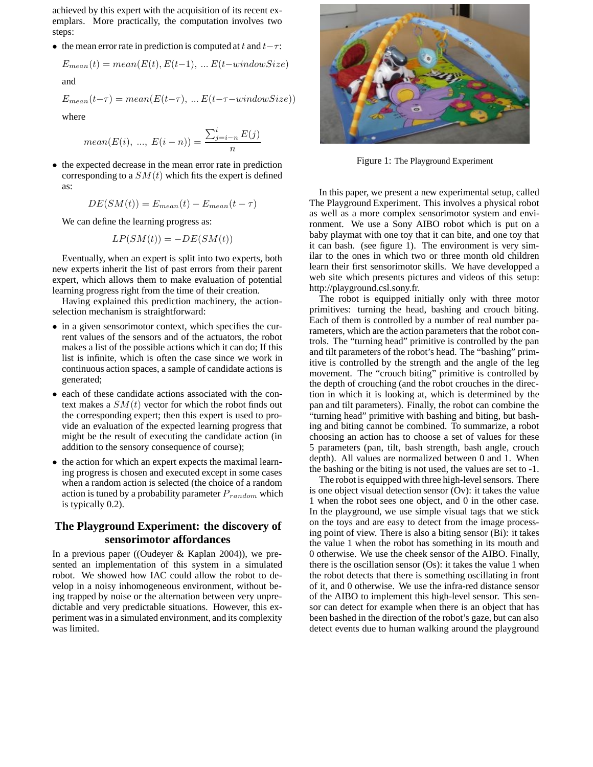achieved by this expert with the acquisition of its recent exemplars. More practically, the computation involves two steps:

- the mean error rate in prediction is computed at $t$ and $t-\tau$:

  $$E_{mean}(t) = mean(E(t), E(t-1), \ldots E(t-windowSize)$$

  and

  $$E_{mean}(t-\tau) = mean(E(t-\tau), \ldots E(t-\tau-windowSize))$$

  where

  $$mean(E(i), \ldots, E(i-n)) = \frac{\sum_{j=i-n}^{i} E(j)}{n}$$

- the expected decrease in the mean error rate in prediction corresponding to a $SM(t)$ which fits the expert is defined as:

  $$DE(SM(t)) = E_{mean}(t) - E_{mean}(t-\tau)$$

  We can define the learning progress as:

  $$LP(SM(t)) = -DE(SM(t))$$

Eventually, when an expert is split into two experts, both new experts inherit the list of past errors from their parent expert, which allows them to make evaluation of potential learning progress right from the time of their creation.

Having explained this prediction machinery, the action-selection mechanism is straightforward:

- in a given sensorimotor context, which specifies the current values of the sensors and of the actuators, the robot makes a list of the possible actions which it can do; If this list is infinite, which is often the case since we work in continuous action spaces, a sample of candidate actions is generated;
- each of these candidate actions associated with the context makes a $SM(t)$ vector for which the robot finds out the corresponding expert; then this expert is used to provide an evaluation of the expected learning progress that might be the result of executing the candidate action (in addition to the sensory consequence of course);
- the action for which an expert expects the maximal learning progress is chosen and executed except in some cases when a random action is selected (the choice of a random action is tuned by a probability parameter $P_{random}$ which is typically 0.2).

## The Playground Experiment: the discovery of sensorimotor affordances

In a previous paper ((Oudeyer & Kaplan 2004)), we presented an implementation of this system in a simulated robot. We showed how IAC could allow the robot to develop in a noisy inhomogeneous environment, without being trapped by noise or the alternation between very unpredictable and very predictable situations. However, this experiment was in a simulated environment, and its complexity was limited.

Figure 1: The Playground Experiment

In this paper, we present a new experimental setup, called The Playground Experiment. This involves a physical robot as well as a more complex sensorimotor system and environment. We use a Sony AIBO robot which is put on a baby playmat with one toy that it can bite, and one toy that it can bash. (see figure 1). The environment is very similar to the ones in which two or three month old children learn their first sensorimotor skills. We have developped a web site which presents pictures and videos of this setup: http://playground.csl.sony.fr.

The robot is equipped initially only with three motor primitives: turning the head, bashing and crouch biting. Each of them is controlled by a number of real number parameters, which are the action parameters that the robot controls. The "turning head" primitive is controlled by the pan and tilt parameters of the robot's head. The "bashing" primitive is controlled by the strength and the angle of the leg movement. The "crouch biting" primitive is controlled by the depth of crouching (and the robot crouches in the direction in which it is looking at, which is determined by the pan and tilt parameters). Finally, the robot can combine the "turning head" primitive with bashing and biting, but bashing and biting cannot be combined. To summarize, a robot choosing an action has to choose a set of values for these 5 parameters (pan, tilt, bash strength, bash angle, crouch depth). All values are normalized between 0 and 1. When the bashing or the biting is not used, the values are set to -1.

The robot is equipped with three high-level sensors. There is one object visual detection sensor (Ov): it takes the value 1 when the robot sees one object, and 0 in the other case. In the playground, we use simple visual tags that we stick on the toys and are easy to detect from the image processing point of view. There is also a biting sensor (Bi): it takes the value 1 when the robot has something in its mouth and 0 otherwise. We use the cheek sensor of the AIBO. Finally, there is the oscillation sensor (Os): it takes the value 1 when the robot detects that there is something oscillating in front of it, and 0 otherwise. We use the infra-red distance sensor of the AIBO to implement this high-level sensor. This sensor can detect for example when there is an object that has been bashed in the direction of the robot's gaze, but can also detect events due to human walking around the playground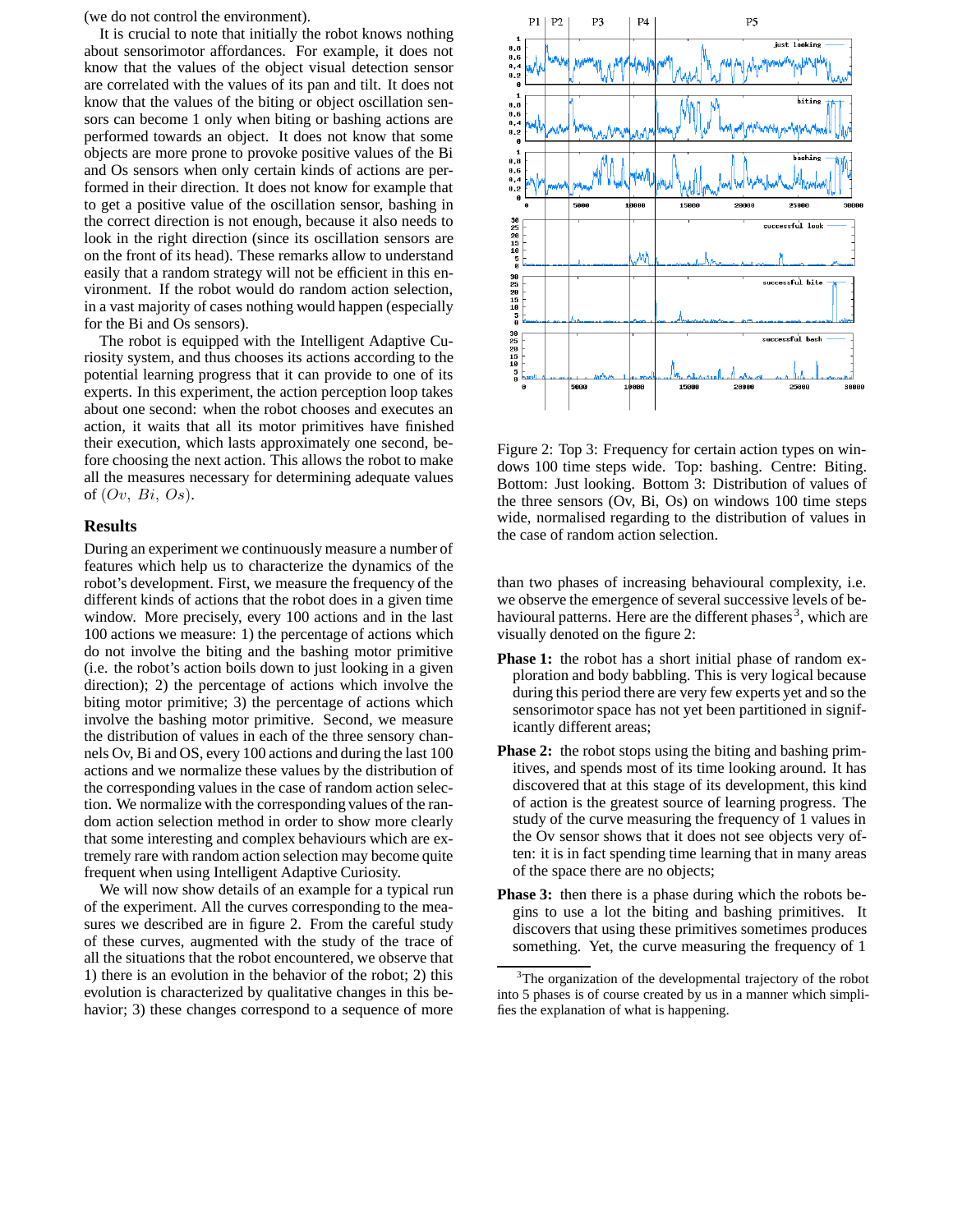(we do not control the environment).

It is crucial to note that initially the robot knows nothing about sensorimotor affordances. For example, it does not know that the values of the object visual detection sensor are correlated with the values of its pan and tilt. It does not know that the values of the biting or object oscillation sensors can become 1 only when biting or bashing actions are performed towards an object. It does not know that some objects are more prone to provoke positive values of the Bi and Os sensors when only certain kinds of actions are performed in their direction. It does not know for example that to get a positive value of the oscillation sensor, bashing in the correct direction is not enough, because it also needs to look in the right direction (since its oscillation sensors are on the front of its head). These remarks allow to understand easily that a random strategy will not be efficient in this environment. If the robot would do random action selection, in a vast majority of cases nothing would happen (especially for the Bi and Os sensors).

The robot is equipped with the Intelligent Adaptive Curiosity system, and thus chooses its actions according to the potential learning progress that it can provide to one of its experts. In this experiment, the action perception loop takes about one second: when the robot chooses and executes an action, it waits that all its motor primitives have finished their execution, which lasts approximately one second, before choosing the next action. This allows the robot to make all the measures necessary for determining adequate values of $(Ov,\ Bi,\ Os)$.

## Results

During an experiment we continuously measure a number of features which help us to characterize the dynamics of the robot's development. First, we measure the frequency of the different kinds of actions that the robot does in a given time window. More precisely, every 100 actions and in the last 100 actions we measure: 1) the percentage of actions which do not involve the biting and the bashing motor primitive (i.e. the robot's action boils down to just looking in a given direction); 2) the percentage of actions which involve the biting motor primitive; 3) the percentage of actions which involve the bashing motor primitive. Second, we measure the distribution of values in each of the three sensory channels Ov, Bi and OS, every 100 actions and during the last 100 actions and we normalize these values by the distribution of the corresponding values in the case of random action selection. We normalize with the corresponding values of the random action selection method in order to show more clearly that some interesting and complex behaviours which are extremely rare with random action selection may become quite frequent when using Intelligent Adaptive Curiosity.

We will now show details of an example for a typical run of the experiment. All the curves corresponding to the measures we described are in figure 2. From the careful study of these curves, augmented with the study of the trace of all the situations that the robot encountered, we observe that 1) there is an evolution in the behavior of the robot; 2) this evolution is characterized by qualitative changes in this behavior; 3) these changes correspond to a sequence of more than two phases of increasing behavioural complexity, i.e. we observe the emergence of several successive levels of behavioural patterns. Here are the different phases[3], which are visually denoted on the figure 2:

Figure 2: Top 3: Frequency for certain action types on windows 100 time steps wide. Top: bashing. Centre: Biting. Bottom: Just looking. Bottom 3: Distribution of values of the three sensors (Ov, Bi, Os) on windows 100 time steps wide, normalised regarding to the distribution of values in the case of random action selection.

- **Phase 1:** the robot has a short initial phase of random exploration and body babbling. This is very logical because during this period there are very few experts yet and so the sensorimotor space has not yet been partitioned in significantly different areas;
- **Phase 2:** the robot stops using the biting and bashing primitives, and spends most of its time looking around. It has discovered that at this stage of its development, this kind of action is the greatest source of learning progress. The study of the curve measuring the frequency of 1 values in the Ov sensor shows that it does not see objects very often: it is in fact spending time learning that in many areas of the space there are no objects;
- **Phase 3:** then there is a phase during which the robots begins to use a lot the biting and bashing primitives. It discovers that using these primitives sometimes produces something. Yet, the curve measuring the frequency of 1

[3] The organization of the developmental trajectory of the robot into 5 phases is of course created by us in a manner which simplifies the explanation of what is happening.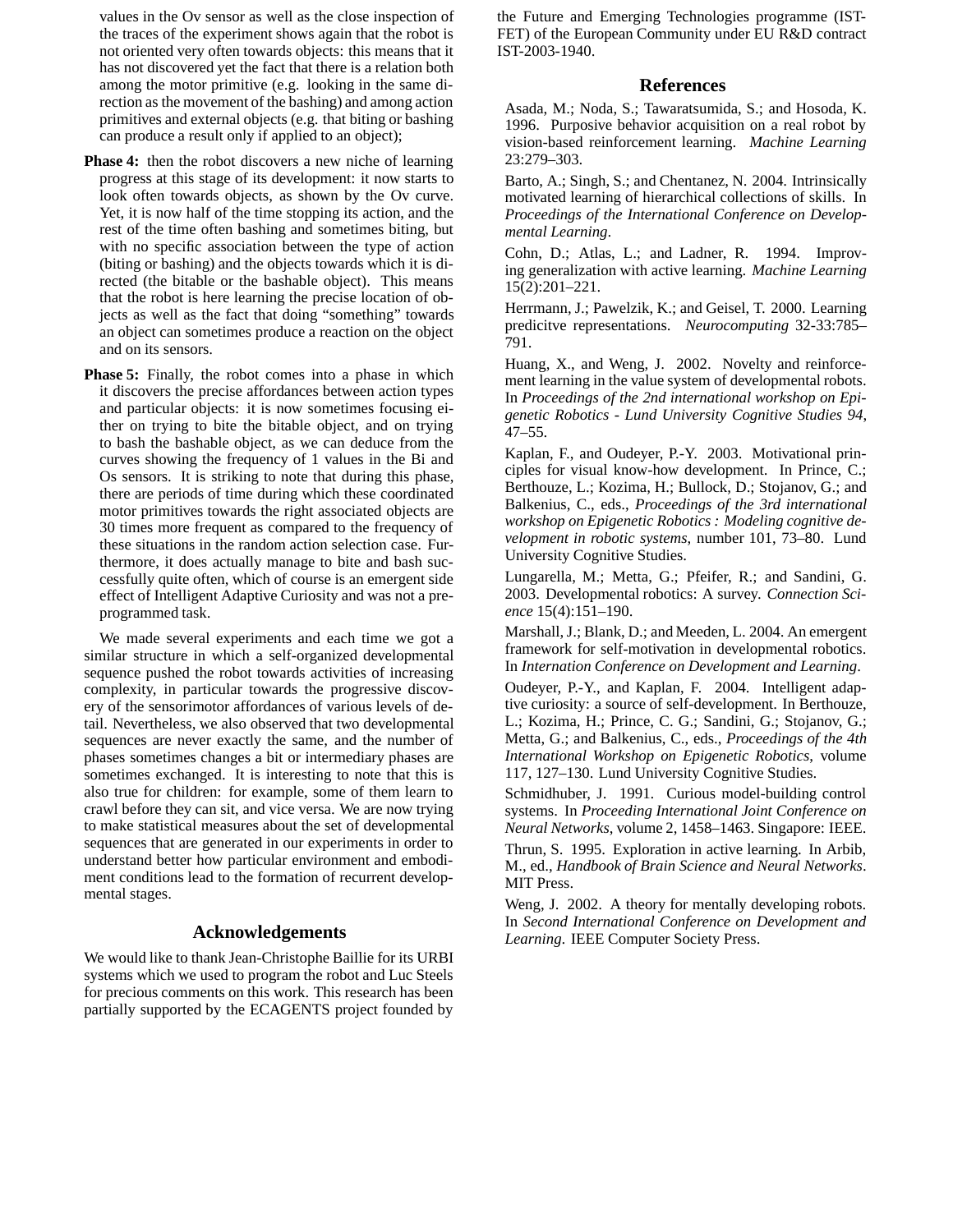values in the Ov sensor as well as the close inspection of the traces of the experiment shows again that the robot is not oriented very often towards objects: this means that it has not discovered yet the fact that there is a relation both among the motor primitive (e.g. looking in the same direction as the movement of the bashing) and among action primitives and external objects (e.g. that biting or bashing can produce a result only if applied to an object);

**Phase 4:** then the robot discovers a new niche of learning progress at this stage of its development: it now starts to look often towards objects, as shown by the Ov curve. Yet, it is now half of the time stopping its action, and the rest of the time often bashing and sometimes biting, but with no specific association between the type of action (biting or bashing) and the objects towards which it is directed (the bitable or the bashable object). This means that the robot is here learning the precise location of objects as well as the fact that doing "something" towards an object can sometimes produce a reaction on the object and on its sensors.

**Phase 5:** Finally, the robot comes into a phase in which it discovers the precise affordances between action types and particular objects: it is now sometimes focusing either on trying to bite the bitable object, and on trying to bash the bashable object, as we can deduce from the curves showing the frequency of 1 values in the Bi and Os sensors. It is striking to note that during this phase, there are periods of time during which these coordinated motor primitives towards the right associated objects are 30 times more frequent as compared to the frequency of these situations in the random action selection case. Furthermore, it does actually manage to bite and bash successfully quite often, which of course is an emergent side effect of Intelligent Adaptive Curiosity and was not a pre-programmed task.

We made several experiments and each time we got a similar structure in which a self-organized developmental sequence pushed the robot towards activities of increasing complexity, in particular towards the progressive discovery of the sensorimotor affordances of various levels of detail. Nevertheless, we also observed that two developmental sequences are never exactly the same, and the number of phases sometimes changes a bit or intermediary phases are sometimes exchanged. It is interesting to note that this is also true for children: for example, some of them learn to crawl before they can sit, and vice versa. We are now trying to make statistical measures about the set of developmental sequences that are generated in our experiments in order to understand better how particular environment and embodiment conditions lead to the formation of recurrent developmental stages.

## Acknowledgements

We would like to thank Jean-Christophe Baillie for its URBI systems which we used to program the robot and Luc Steels for precious comments on this work. This research has been partially supported by the ECAGENTS project founded by the Future and Emerging Technologies programme (IST-FET) of the European Community under EU R&D contract IST-2003-1940.

## References

Asada, M.; Noda, S.; Tawaratsumida, S.; and Hosoda, K. 1996. Purposive behavior acquisition on a real robot by vision-based reinforcement learning. *Machine Learning* 23:279–303.

Barto, A.; Singh, S.; and Chentanez, N. 2004. Intrinsically motivated learning of hierarchical collections of skills. In *Proceedings of the International Conference on Developmental Learning*.

Cohn, D.; Atlas, L.; and Ladner, R. 1994. Improving generalization with active learning. *Machine Learning* 15(2):201–221.

Herrmann, J.; Pawelzik, K.; and Geisel, T. 2000. Learning predicitve representations. *Neurocomputing* 32-33:785–791.

Huang, X., and Weng, J. 2002. Novelty and reinforcement learning in the value system of developmental robots. In *Proceedings of the 2nd international workshop on Epigenetic Robotics - Lund University Cognitive Studies 94*, 47–55.

Kaplan, F., and Oudeyer, P.-Y. 2003. Motivational principles for visual know-how development. In Prince, C.; Berthouze, L.; Kozima, H.; Bullock, D.; Stojanov, G.; and Balkenius, C., eds., *Proceedings of the 3rd international workshop on Epigenetic Robotics : Modeling cognitive development in robotic systems*, number 101, 73–80. Lund University Cognitive Studies.

Lungarella, M.; Metta, G.; Pfeifer, R.; and Sandini, G. 2003. Developmental robotics: A survey. *Connection Science* 15(4):151–190.

Marshall, J.; Blank, D.; and Meeden, L. 2004. An emergent framework for self-motivation in developmental robotics. In *Internation Conference on Development and Learning*.

Oudeyer, P.-Y., and Kaplan, F. 2004. Intelligent adaptive curiosity: a source of self-development. In Berthouze, L.; Kozima, H.; Prince, C. G.; Sandini, G.; Stojanov, G.; Metta, G.; and Balkenius, C., eds., *Proceedings of the 4th International Workshop on Epigenetic Robotics*, volume 117, 127–130. Lund University Cognitive Studies.

Schmidhuber, J. 1991. Curious model-building control systems. In *Proceeding International Joint Conference on Neural Networks*, volume 2, 1458–1463. Singapore: IEEE.

Thrun, S. 1995. Exploration in active learning. In Arbib, M., ed., *Handbook of Brain Science and Neural Networks*. MIT Press.

Weng, J. 2002. A theory for mentally developing robots. In *Second International Conference on Development and Learning*. IEEE Computer Society Press.